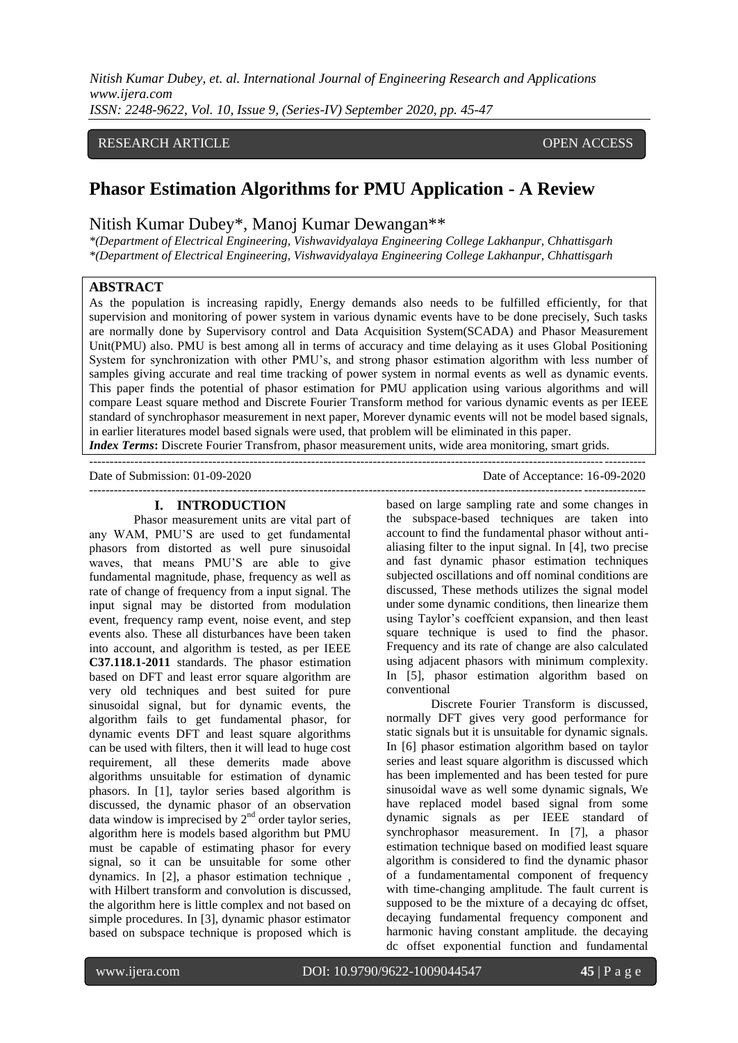RESEARCH ARTICLE OPEN ACCESS

# Phasor Estimation Algorithms for PMU Application - A Review

Nitish Kumar Dubey*, Manoj Kumar Dewangan**

*(Department of Electrical Engineering, Vishwavidyalaya Engineering College Lakhanpur, Chhattisgarh
*(Department of Electrical Engineering, Vishwavidyalaya Engineering College Lakhanpur, Chhattisgarh

## ABSTRACT

As the population is increasing rapidly, Energy demands also needs to be fulfilled efficiently, for that supervision and monitoring of power system in various dynamic events have to be done precisely, Such tasks are normally done by Supervisory control and Data Acquisition System(SCADA) and Phasor Measurement Unit(PMU) also. PMU is best among all in terms of accuracy and time delaying as it uses Global Positioning System for synchronization with other PMU's, and strong phasor estimation algorithm with less number of samples giving accurate and real time tracking of power system in normal events as well as dynamic events. This paper finds the potential of phasor estimation for PMU application using various algorithms and will compare Least square method and Discrete Fourier Transform method for various dynamic events as per IEEE standard of synchrophasor measurement in next paper, Morever dynamic events will not be model based signals, in earlier literatures model based signals were used, that problem will be eliminated in this paper.

***Index Terms*:** Discrete Fourier Transfrom, phasor measurement units, wide area monitoring, smart grids.

Date of Submission: 01-09-2020 Date of Acceptance: 16-09-2020

## I. INTRODUCTION

Phasor measurement units are vital part of any WAM, PMU'S are used to get fundamental phasors from distorted as well pure sinusoidal waves, that means PMU'S are able to give fundamental magnitude, phase, frequency as well as rate of change of frequency from a input signal. The input signal may be distorted from modulation event, frequency ramp event, noise event, and step events also. These all disturbances have been taken into account, and algorithm is tested, as per IEEE **C37.118.1-2011** standards. The phasor estimation based on DFT and least error square algorithm are very old techniques and best suited for pure sinusoidal signal, but for dynamic events, the algorithm fails to get fundamental phasor, for dynamic events DFT and least square algorithms can be used with filters, then it will lead to huge cost requirement, all these demerits made above algorithms unsuitable for estimation of dynamic phasors. In [1], taylor series based algorithm is discussed, the dynamic phasor of an observation data window is imprecised by $2^{nd}$ order taylor series, algorithm here is models based algorithm but PMU must be capable of estimating phasor for every signal, so it can be unsuitable for some other dynamics. In [2], a phasor estimation technique , with Hilbert transform and convolution is discussed, the algorithm here is little complex and not based on simple procedures. In [3], dynamic phasor estimator based on subspace technique is proposed which is based on large sampling rate and some changes in the subspace-based techniques are taken into account to find the fundamental phasor without anti-aliasing filter to the input signal. In [4], two precise and fast dynamic phasor estimation techniques subjected oscillations and off nominal conditions are discussed, These methods utilizes the signal model under some dynamic conditions, then linearize them using Taylor's coeffcient expansion, and then least square technique is used to find the phasor. Frequency and its rate of change are also calculated using adjacent phasors with minimum complexity. In [5], phasor estimation algorithm based on conventional

Discrete Fourier Transform is discussed, normally DFT gives very good performance for static signals but it is unsuitable for dynamic signals. In [6] phasor estimation algorithm based on taylor series and least square algorithm is discussed which has been implemented and has been tested for pure sinusoidal wave as well some dynamic signals, We have replaced model based signal from some dynamic signals as per IEEE standard of synchrophasor measurement. In [7], a phasor estimation technique based on modified least square algorithm is considered to find the dynamic phasor of a fundamentamental component of frequency with time-changing amplitude. The fault current is supposed to be the mixture of a decaying dc offset, decaying fundamental frequency component and harmonic having constant amplitude. the decaying dc offset exponential function and fundamental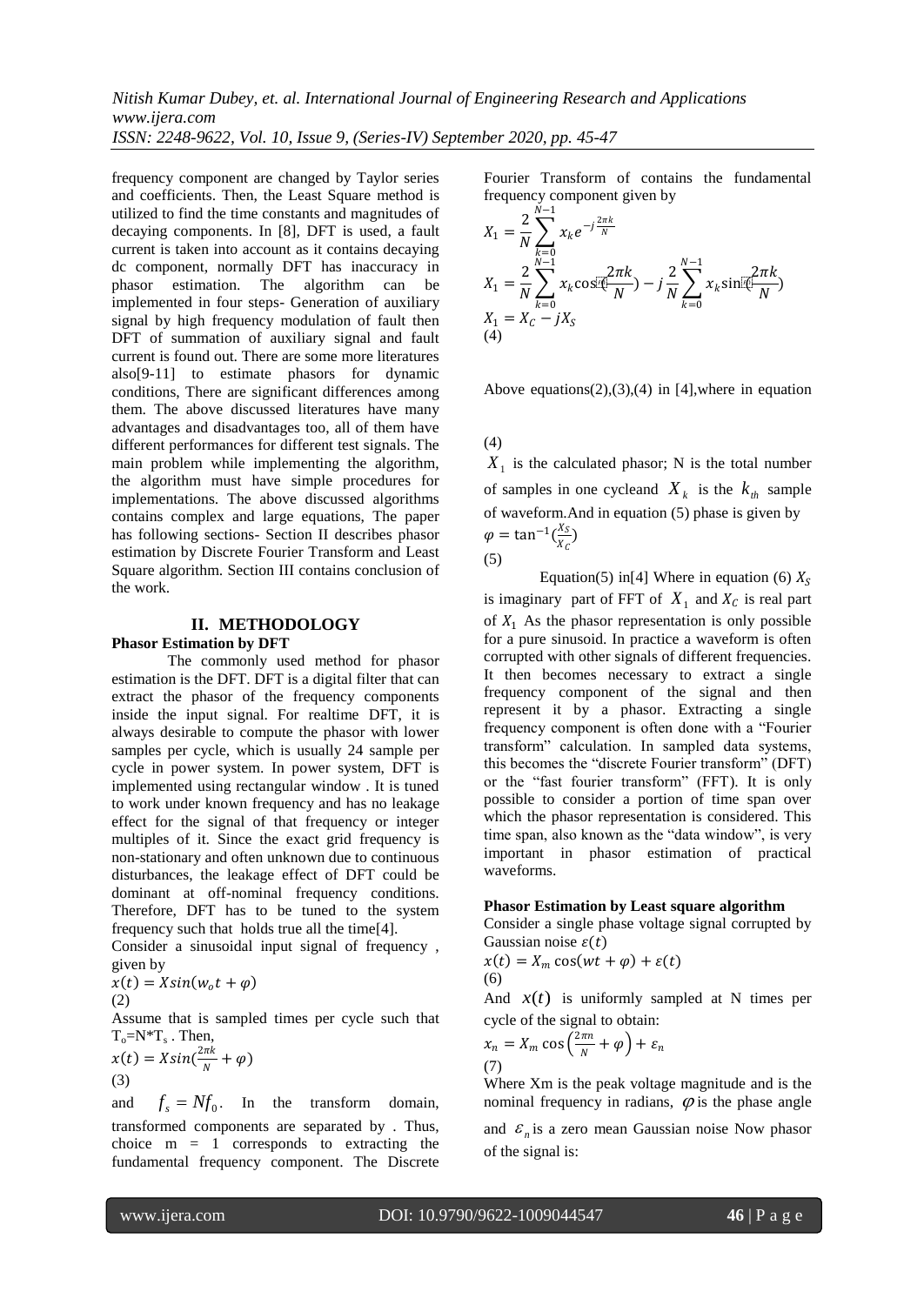frequency component are changed by Taylor series and coefficients. Then, the Least Square method is utilized to find the time constants and magnitudes of decaying components. In [8], DFT is used, a fault current is taken into account as it contains decaying dc component, normally DFT has inaccuracy in phasor estimation. The algorithm can be implemented in four steps- Generation of auxiliary signal by high frequency modulation of fault then DFT of summation of auxiliary signal and fault current is found out. There are some more literatures also[9-11] to estimate phasors for dynamic conditions, There are significant differences among them. The above discussed literatures have many advantages and disadvantages too, all of them have different performances for different test signals. The main problem while implementing the algorithm, the algorithm must have simple procedures for implementations. The above discussed algorithms contains complex and large equations, The paper has following sections- Section II describes phasor estimation by Discrete Fourier Transform and Least Square algorithm. Section III contains conclusion of the work.

## II. METHODOLOGY

**Phasor Estimation by DFT**

The commonly used method for phasor estimation is the DFT. DFT is a digital filter that can extract the phasor of the frequency components inside the input signal. For realtime DFT, it is always desirable to compute the phasor with lower samples per cycle, which is usually 24 sample per cycle in power system. In power system, DFT is implemented using rectangular window . It is tuned to work under known frequency and has no leakage effect for the signal of that frequency or integer multiples of it. Since the exact grid frequency is non-stationary and often unknown due to continuous disturbances, the leakage effect of DFT could be dominant at off-nominal frequency conditions. Therefore, DFT has to be tuned to the system frequency such that holds true all the time[4].

Consider a sinusoidal input signal of frequency , given by

$$x(t) = Xsin(w_o t + \varphi)$$
(2)

Assume that is sampled times per cycle such that $T_o$=N*$T_s$ . Then,

$$x(t) = Xsin(\frac{2\pi k}{N} + \varphi)$$
(3)

and $f_s = Nf_0$. In the transform domain, transformed components are separated by . Thus, choice m = 1 corresponds to extracting the fundamental frequency component. The Discrete Fourier Transform of contains the fundamental frequency component given by

$$X_1 = \frac{2}{N}\sum_{k=0}^{N-1} x_k e^{-j\frac{2\pi k}{N}}$$

$$X_1 = \frac{2}{N}\sum_{k=0}^{N-1} x_k \cos(\frac{2\pi k}{N}) - j\frac{2}{N}\sum_{k=0}^{N-1} x_k \sin(\frac{2\pi k}{N})$$

$$X_1 = X_C - jX_S$$
(4)

Above equations(2),(3),(4) in [4],where in equation

(4)

$X_1$ is the calculated phasor; N is the total number of samples in one cycleand $X_k$ is the $k_{th}$ sample of waveform.And in equation (5) phase is given by

$$\varphi = \tan^{-1}(\frac{X_S}{X_C})$$
(5)

Equation(5) in[4] Where in equation (6) $X_S$ is imaginary part of FFT of $X_1$ and $X_C$ is real part of $X_1$ As the phasor representation is only possible for a pure sinusoid. In practice a waveform is often corrupted with other signals of different frequencies. It then becomes necessary to extract a single frequency component of the signal and then represent it by a phasor. Extracting a single frequency component is often done with a "Fourier transform" calculation. In sampled data systems, this becomes the "discrete Fourier transform" (DFT) or the "fast fourier transform" (FFT). It is only possible to consider a portion of time span over which the phasor representation is considered. This time span, also known as the "data window", is very important in phasor estimation of practical waveforms.

**Phasor Estimation by Least square algorithm**

Consider a single phase voltage signal corrupted by Gaussian noise $\varepsilon(t)$

$$x(t) = X_m \cos(wt + \varphi) + \varepsilon(t)$$
(6)

And $x(t)$ is uniformly sampled at N times per cycle of the signal to obtain:

$$x_n = X_m \cos\left(\frac{2\pi n}{N} + \varphi\right) + \varepsilon_n$$
(7)

Where Xm is the peak voltage magnitude and is the nominal frequency in radians, $\varphi$ is the phase angle and $\varepsilon_n$ is a zero mean Gaussian noise Now phasor of the signal is: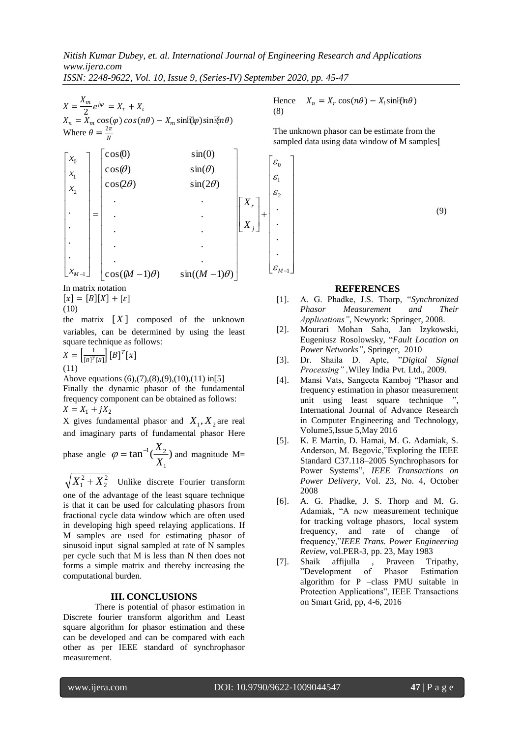$$X = \frac{X_m}{2} e^{j\varphi} = X_r + X_i$$

$$X_n = X_m \cos(\varphi) \cos(n\theta) - X_m \sin(\varphi) \sin(n\theta)$$

Where $\theta = \frac{2\pi}{N}$

Hence $X_n = X_r \cos(n\theta) - X_i \sin(n\theta)$

(8)

The unknown phasor can be estimate from the sampled data using data window of M samples[

$$\begin{bmatrix} x_0 \\ x_1 \\ x_2 \\ . \\ . \\ . \\ . \\ x_{M-1} \end{bmatrix} = \begin{bmatrix} \cos(0) & \sin(0) \\ \cos(\theta) & \sin(\theta) \\ \cos(2\theta) & \sin(2\theta) \\ . & . \\ . & . \\ . & . \\ . & . \\ . & . \\ \cos((M-1)\theta) & \sin((M-1)\theta) \end{bmatrix} \begin{bmatrix} X_r \\ X_j \end{bmatrix} + \begin{bmatrix} \varepsilon_0 \\ \varepsilon_1 \\ \varepsilon_2 \\ . \\ . \\ . \\ . \\ \varepsilon_{M-1} \end{bmatrix} \quad (9)$$

In matrix notation

$$[x] = [B][X] + [\varepsilon]$$

(10)

the matrix $[X]$ composed of the unknown variables, can be determined by using the least square technique as follows:

$$X = \left[\frac{1}{[B]^T[B]}\right] [B]^T[x]$$

(11)

Above equations (6),(7),(8),(9),(10),(11) in[5]

Finally the dynamic phasor of the fundamental frequency component can be obtained as follows:

$$X = X_1 + jX_2$$

X gives fundamental phasor and $X_1, X_2$ are real and imaginary parts of fundamental phasor Here phase angle $\varphi = \tan^{-1}(\frac{X_2}{X_1})$ and magnitude M= $\sqrt{X_1^2 + X_2^2}$ Unlike discrete Fourier transform one of the advantage of the least square technique is that it can be used for calculating phasors from fractional cycle data window which are often used in developing high speed relaying applications. If M samples are used for estimating phasor of sinusoid input signal sampled at rate of N samples per cycle such that M is less than N then does not forms a simple matrix and thereby increasing the computational burden.

## III. CONCLUSIONS

There is potential of phasor estimation in Discrete fourier transform algorithm and Least square algorithm for phasor estimation and these can be developed and can be compared with each other as per IEEE standard of synchrophasor measurement.

## REFERENCES

[1]. A. G. Phadke, J.S. Thorp, "*Synchronized Phasor Measurement and Their Applications"*, Newyork: Springer, 2008.

[2]. Mourari Mohan Saha, Jan Izykowski, Eugeniusz Rosolowsky, "*Fault Location on Power Networks"*, Springer, 2010

[3]. Dr. Shaila D. Apte, "*Digital Signal Processing"* ,Wiley India Pvt. Ltd., 2009.

[4]. Mansi Vats, Sangeeta Kamboj "Phasor and frequency estimation in phasor measurement unit using least square technique ", International Journal of Advance Research in Computer Engineering and Technology, Volume5,Issue 5,May 2016

[5]. K. E Martin, D. Hamai, M. G. Adamiak, S. Anderson, M. Begovic,"Exploring the IEEE Standard C37.118–2005 Synchrophasors for Power Systems", *IEEE Transactions on Power Delivery*, Vol. 23, No. 4, October 2008

[6]. A. G. Phadke, J. S. Thorp and M. G. Adamiak, "A new measurement technique for tracking voltage phasors, local system frequency, and rate of change of frequency,"*IEEE Trans. Power Engineering Review*, vol.PER-3, pp. 23, May 1983

[7]. Shaik affijulla , Praveen Tripathy, "Development of Phasor Estimation algorithm for P –class PMU suitable in Protection Applications", IEEE Transactions on Smart Grid, pp, 4-6, 2016